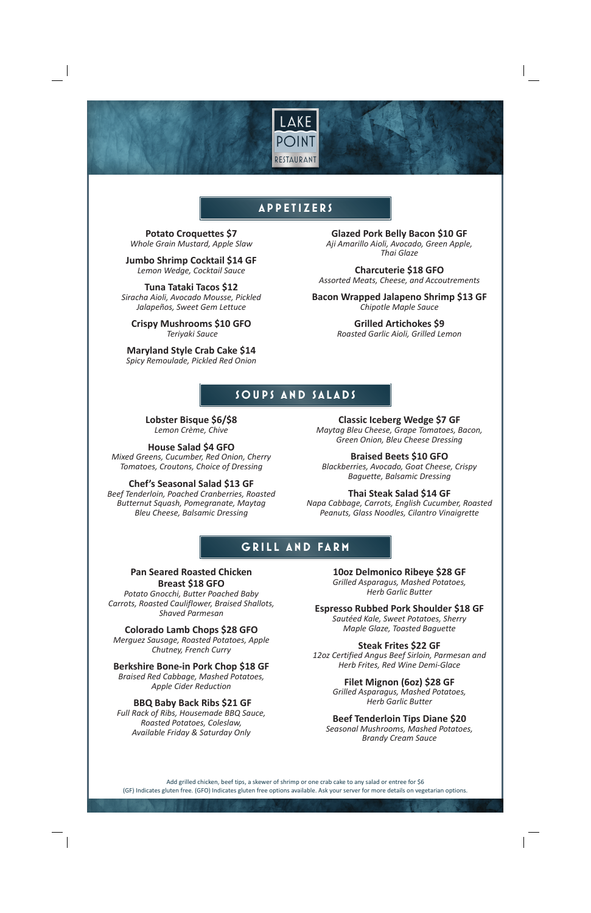# LAKE POINT RESTAURANT

## APPETIZERS

**Potato Croquettes $7**
*Whole Grain Mustard, Apple Slaw*

**Jumbo Shrimp Cocktail $14 GF**
*Lemon Wedge, Cocktail Sauce*

**Tuna Tataki Tacos $12**
*Siracha Aioli, Avocado Mousse, Pickled Jalapeños, Sweet Gem Lettuce*

**Crispy Mushrooms $10 GFO**
*Teriyaki Sauce*

**Maryland Style Crab Cake $14**
*Spicy Remoulade, Pickled Red Onion*

**Glazed Pork Belly Bacon $10 GF**
*Aji Amarillo Aioli, Avocado, Green Apple, Thai Glaze*

**Charcuterie $18 GFO**
*Assorted Meats, Cheese, and Accoutrements*

**Bacon Wrapped Jalapeno Shrimp $13 GF**
*Chipotle Maple Sauce*

**Grilled Artichokes $9**
*Roasted Garlic Aioli, Grilled Lemon*

## SOUPS AND SALADS

**Lobster Bisque $6/$8**
*Lemon Crème, Chive*

**House Salad $4 GFO**
*Mixed Greens, Cucumber, Red Onion, Cherry Tomatoes, Croutons, Choice of Dressing*

**Chef's Seasonal Salad $13 GF**
*Beef Tenderloin, Poached Cranberries, Roasted Butternut Squash, Pomegranate, Maytag Bleu Cheese, Balsamic Dressing*

**Classic Iceberg Wedge $7 GF**
*Maytag Bleu Cheese, Grape Tomatoes, Bacon, Green Onion, Bleu Cheese Dressing*

**Braised Beets $10 GFO**
*Blackberries, Avocado, Goat Cheese, Crispy Baguette, Balsamic Dressing*

**Thai Steak Salad $14 GF**
*Napa Cabbage, Carrots, English Cucumber, Roasted Peanuts, Glass Noodles, Cilantro Vinaigrette*

## GRILL AND FARM

**Pan Seared Roasted Chicken Breast $18 GFO**
*Potato Gnocchi, Butter Poached Baby Carrots, Roasted Cauliflower, Braised Shallots, Shaved Parmesan*

**Colorado Lamb Chops $28 GFO**
*Merguez Sausage, Roasted Potatoes, Apple Chutney, French Curry*

**Berkshire Bone-in Pork Chop $18 GF**
*Braised Red Cabbage, Mashed Potatoes, Apple Cider Reduction*

**BBQ Baby Back Ribs $21 GF**
*Full Rack of Ribs, Housemade BBQ Sauce, Roasted Potatoes, Coleslaw, Available Friday & Saturday Only*

**10oz Delmonico Ribeye $28 GF**
*Grilled Asparagus, Mashed Potatoes, Herb Garlic Butter*

**Espresso Rubbed Pork Shoulder $18 GF**
*Sautéed Kale, Sweet Potatoes, Sherry Maple Glaze, Toasted Baguette*

**Steak Frites $22 GF**
*12oz Certified Angus Beef Sirloin, Parmesan and Herb Frites, Red Wine Demi-Glace*

**Filet Mignon (6oz) $28 GF**
*Grilled Asparagus, Mashed Potatoes, Herb Garlic Butter*

**Beef Tenderloin Tips Diane $20**
*Seasonal Mushrooms, Mashed Potatoes, Brandy Cream Sauce*

Add grilled chicken, beef tips, a skewer of shrimp or one crab cake to any salad or entree for $6
(GF) Indicates gluten free. (GFO) Indicates gluten free options available. Ask your server for more details on vegetarian options.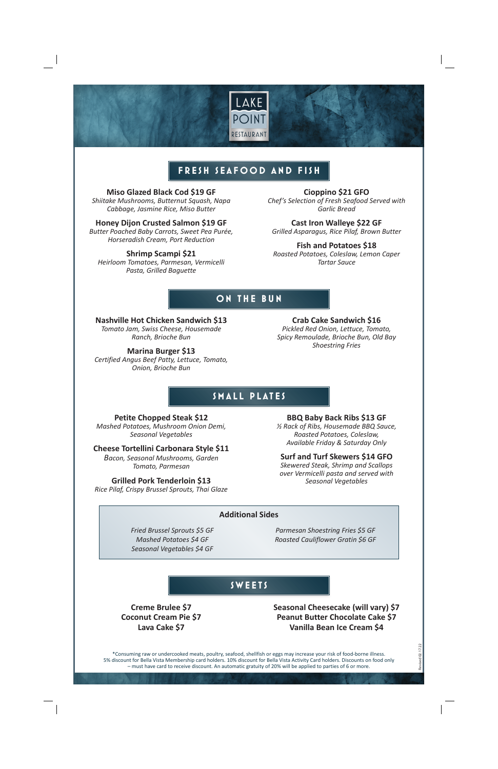# LAKE POINT RESTAURANT

## FRESH SEAFOOD AND FISH

**Miso Glazed Black Cod $19 GF**
*Shiitake Mushrooms, Butternut Squash, Napa Cabbage, Jasmine Rice, Miso Butter*

**Honey Dijon Crusted Salmon $19 GF**
*Butter Poached Baby Carrots, Sweet Pea Purée, Horseradish Cream, Port Reduction*

**Shrimp Scampi $21**
*Heirloom Tomatoes, Parmesan, Vermicelli Pasta, Grilled Baguette*

**Cioppino $21 GFO**
*Chef's Selection of Fresh Seafood Served with Garlic Bread*

**Cast Iron Walleye $22 GF**
*Grilled Asparagus, Rice Pilaf, Brown Butter*

**Fish and Potatoes $18**
*Roasted Potatoes, Coleslaw, Lemon Caper Tartar Sauce*

## ON THE BUN

**Nashville Hot Chicken Sandwich $13**
*Tomato Jam, Swiss Cheese, Housemade Ranch, Brioche Bun*

**Marina Burger $13**
*Certified Angus Beef Patty, Lettuce, Tomato, Onion, Brioche Bun*

**Crab Cake Sandwich $16**
*Pickled Red Onion, Lettuce, Tomato, Spicy Remoulade, Brioche Bun, Old Bay Shoestring Fries*

## SMALL PLATES

**Petite Chopped Steak $12**
*Mashed Potatoes, Mushroom Onion Demi, Seasonal Vegetables*

**Cheese Tortellini Carbonara Style $11**
*Bacon, Seasonal Mushrooms, Garden Tomato, Parmesan*

**Grilled Pork Tenderloin $13**
*Rice Pilaf, Crispy Brussel Sprouts, Thai Glaze*

**BBQ Baby Back Ribs $13 GF**
*½ Rack of Ribs, Housemade BBQ Sauce, Roasted Potatoes, Coleslaw, Available Friday & Saturday Only*

**Surf and Turf Skewers $14 GFO**
*Skewered Steak, Shrimp and Scallops over Vermicelli pasta and served with Seasonal Vegetables*

### Additional Sides

*Fried Brussel Sprouts $5 GF*
*Mashed Potatoes $4 GF*
*Seasonal Vegetables $4 GF*
*Parmesan Shoestring Fries $5 GF*
*Roasted Cauliflower Gratin $6 GF*

## SWEETS

**Creme Brulee $7**
**Coconut Cream Pie $7**
**Lava Cake $7**
**Seasonal Cheesecake (will vary) $7**
**Peanut Butter Chocolate Cake $7**
**Vanilla Bean Ice Cream $4**

*Consuming raw or undercooked meats, poultry, seafood, shellfish or eggs may increase your risk of food-borne illness.
5% discount for Bella Vista Membership card holders. 10% discount for Bella Vista Activity Card holders. Discounts on food only – must have card to receive discount. An automatic gratuity of 20% will be applied to parties of 6 or more.

Revised 02.17.22